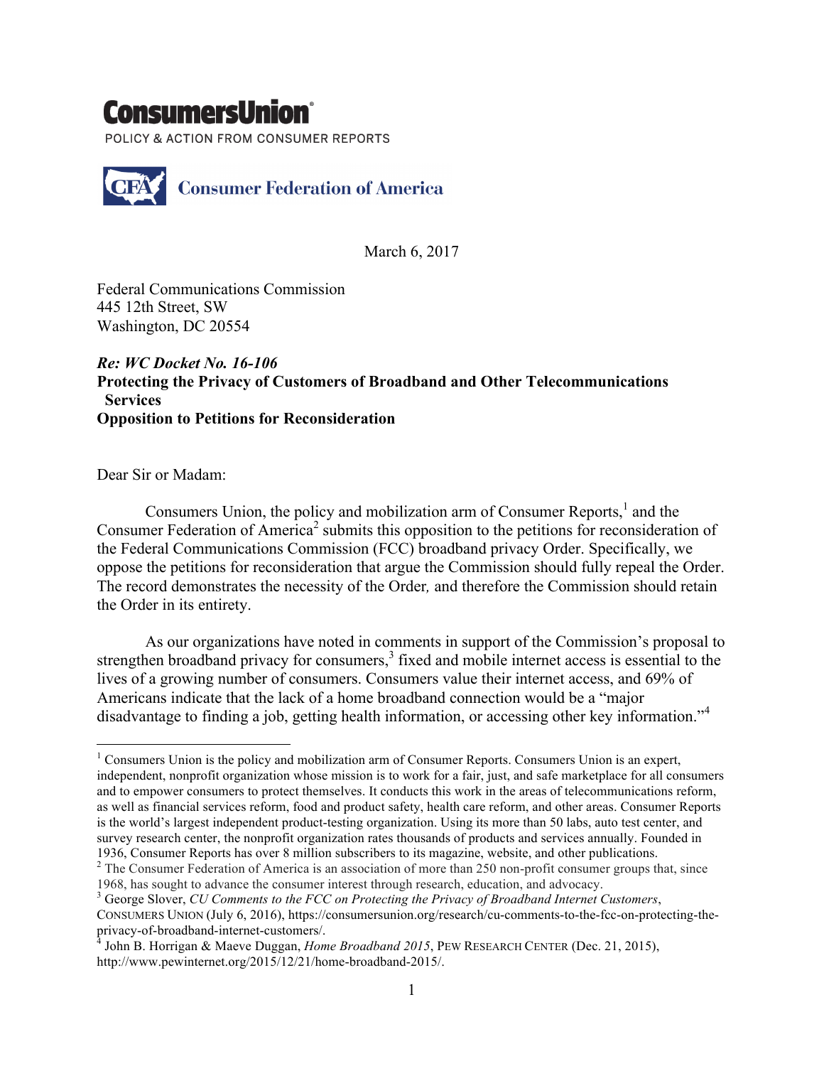**ConsumersUnion**

POLICY & ACTION FROM CONSUMER REPORTS

**Consumer Federation of America**

March 6, 2017

Federal Communications Commission
445 12th Street, SW
Washington, DC 20554

***Re: WC Docket No. 16-106***
**Protecting the Privacy of Customers of Broadband and Other Telecommunications Services**
**Opposition to Petitions for Reconsideration**

Dear Sir or Madam:

Consumers Union, the policy and mobilization arm of Consumer Reports,[1] and the Consumer Federation of America[2] submits this opposition to the petitions for reconsideration of the Federal Communications Commission (FCC) broadband privacy Order. Specifically, we oppose the petitions for reconsideration that argue the Commission should fully repeal the Order. The record demonstrates the necessity of the Order*,* and therefore the Commission should retain the Order in its entirety.

As our organizations have noted in comments in support of the Commission's proposal to strengthen broadband privacy for consumers,[3] fixed and mobile internet access is essential to the lives of a growing number of consumers. Consumers value their internet access, and 69% of Americans indicate that the lack of a home broadband connection would be a "major disadvantage to finding a job, getting health information, or accessing other key information."[4]

---

[1] Consumers Union is the policy and mobilization arm of Consumer Reports. Consumers Union is an expert, independent, nonprofit organization whose mission is to work for a fair, just, and safe marketplace for all consumers and to empower consumers to protect themselves. It conducts this work in the areas of telecommunications reform, as well as financial services reform, food and product safety, health care reform, and other areas. Consumer Reports is the world's largest independent product-testing organization. Using its more than 50 labs, auto test center, and survey research center, the nonprofit organization rates thousands of products and services annually. Founded in 1936, Consumer Reports has over 8 million subscribers to its magazine, website, and other publications.

[2] The Consumer Federation of America is an association of more than 250 non-profit consumer groups that, since 1968, has sought to advance the consumer interest through research, education, and advocacy.

[3] George Slover, *CU Comments to the FCC on Protecting the Privacy of Broadband Internet Customers*, CONSUMERS UNION (July 6, 2016), https://consumersunion.org/research/cu-comments-to-the-fcc-on-protecting-the-privacy-of-broadband-internet-customers/.

[4] John B. Horrigan & Maeve Duggan, *Home Broadband 2015*, PEW RESEARCH CENTER (Dec. 21, 2015), http://www.pewinternet.org/2015/12/21/home-broadband-2015/.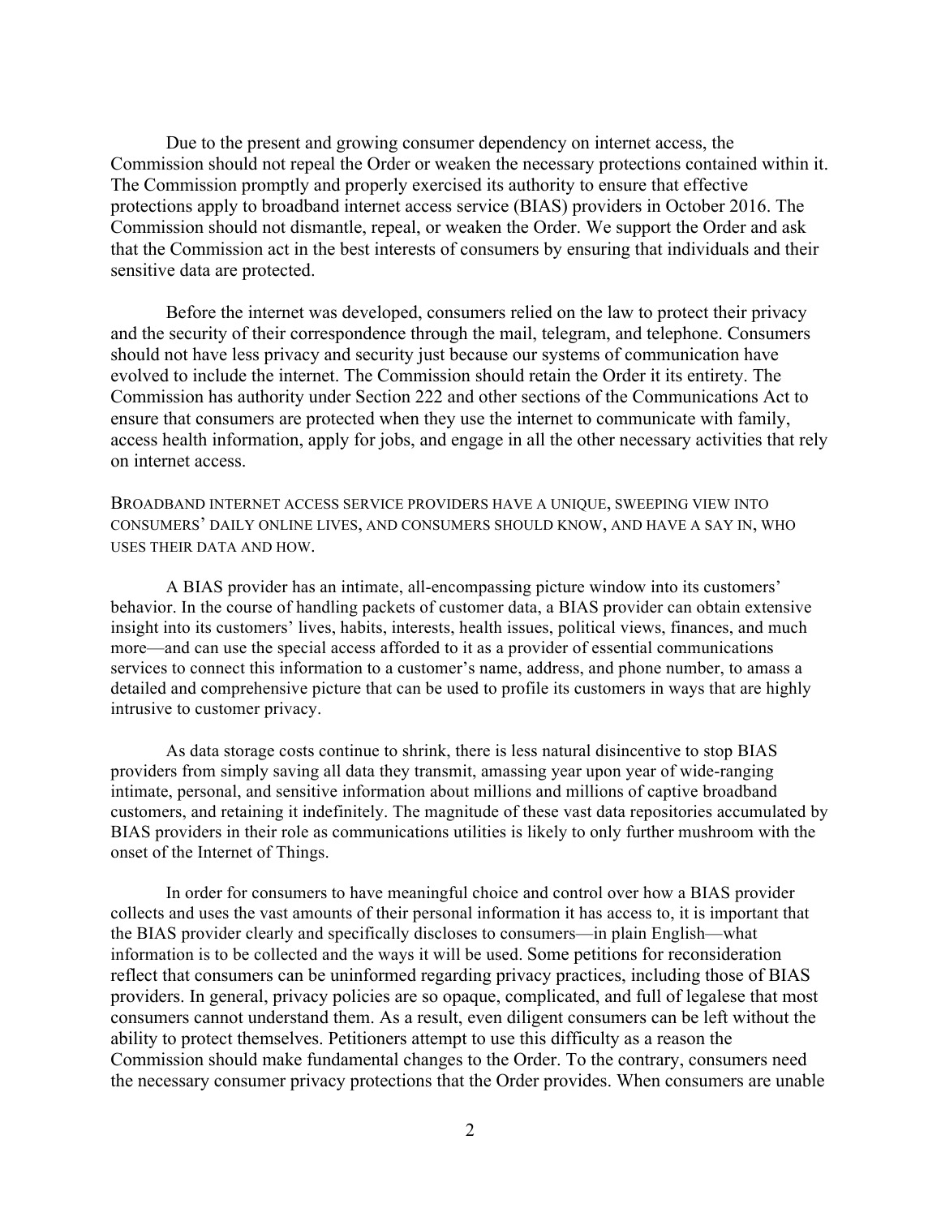Due to the present and growing consumer dependency on internet access, the Commission should not repeal the Order or weaken the necessary protections contained within it. The Commission promptly and properly exercised its authority to ensure that effective protections apply to broadband internet access service (BIAS) providers in October 2016. The Commission should not dismantle, repeal, or weaken the Order. We support the Order and ask that the Commission act in the best interests of consumers by ensuring that individuals and their sensitive data are protected.

Before the internet was developed, consumers relied on the law to protect their privacy and the security of their correspondence through the mail, telegram, and telephone. Consumers should not have less privacy and security just because our systems of communication have evolved to include the internet. The Commission should retain the Order it its entirety. The Commission has authority under Section 222 and other sections of the Communications Act to ensure that consumers are protected when they use the internet to communicate with family, access health information, apply for jobs, and engage in all the other necessary activities that rely on internet access.

## BROADBAND INTERNET ACCESS SERVICE PROVIDERS HAVE A UNIQUE, SWEEPING VIEW INTO CONSUMERS' DAILY ONLINE LIVES, AND CONSUMERS SHOULD KNOW, AND HAVE A SAY IN, WHO USES THEIR DATA AND HOW.

A BIAS provider has an intimate, all-encompassing picture window into its customers' behavior. In the course of handling packets of customer data, a BIAS provider can obtain extensive insight into its customers' lives, habits, interests, health issues, political views, finances, and much more—and can use the special access afforded to it as a provider of essential communications services to connect this information to a customer's name, address, and phone number, to amass a detailed and comprehensive picture that can be used to profile its customers in ways that are highly intrusive to customer privacy.

As data storage costs continue to shrink, there is less natural disincentive to stop BIAS providers from simply saving all data they transmit, amassing year upon year of wide-ranging intimate, personal, and sensitive information about millions and millions of captive broadband customers, and retaining it indefinitely. The magnitude of these vast data repositories accumulated by BIAS providers in their role as communications utilities is likely to only further mushroom with the onset of the Internet of Things.

In order for consumers to have meaningful choice and control over how a BIAS provider collects and uses the vast amounts of their personal information it has access to, it is important that the BIAS provider clearly and specifically discloses to consumers—in plain English—what information is to be collected and the ways it will be used. Some petitions for reconsideration reflect that consumers can be uninformed regarding privacy practices, including those of BIAS providers. In general, privacy policies are so opaque, complicated, and full of legalese that most consumers cannot understand them. As a result, even diligent consumers can be left without the ability to protect themselves. Petitioners attempt to use this difficulty as a reason the Commission should make fundamental changes to the Order. To the contrary, consumers need the necessary consumer privacy protections that the Order provides. When consumers are unable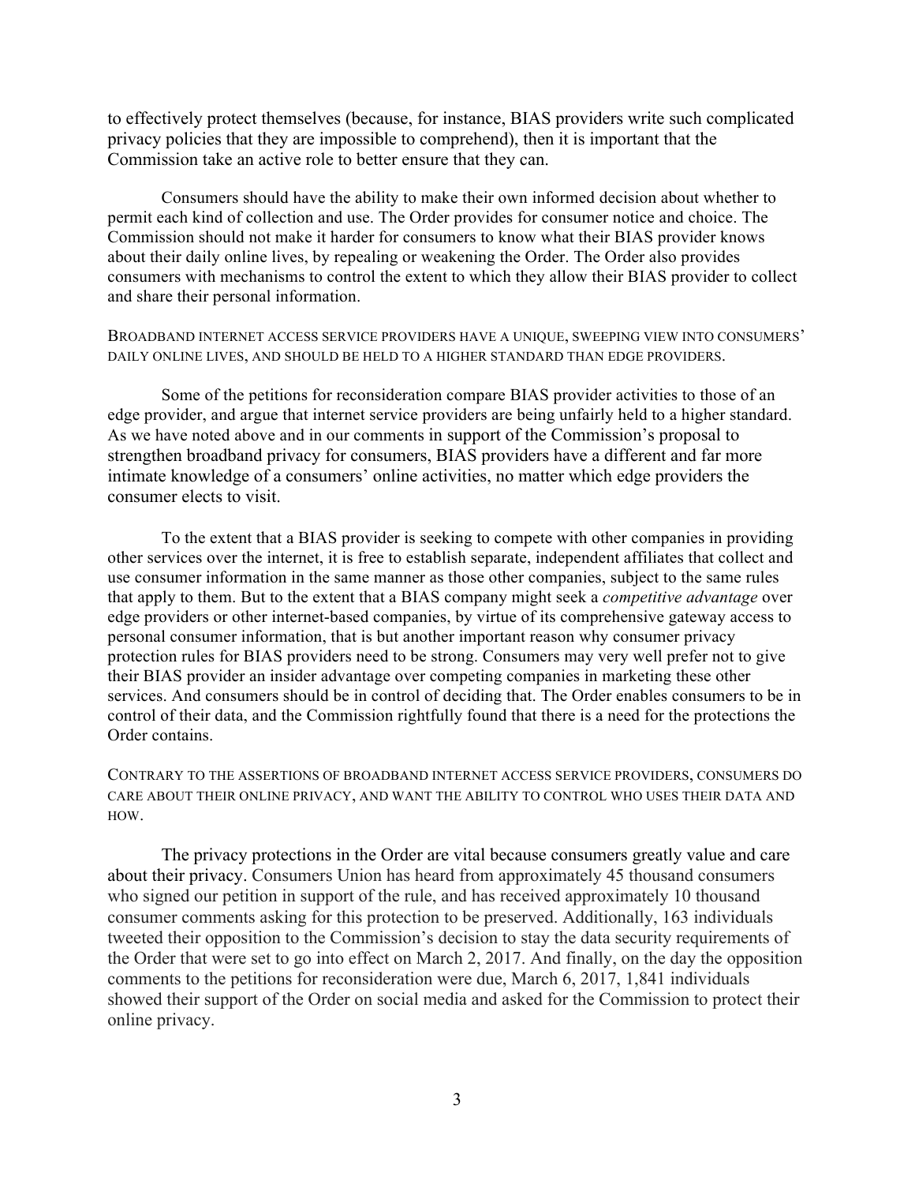to effectively protect themselves (because, for instance, BIAS providers write such complicated privacy policies that they are impossible to comprehend), then it is important that the Commission take an active role to better ensure that they can.

Consumers should have the ability to make their own informed decision about whether to permit each kind of collection and use. The Order provides for consumer notice and choice. The Commission should not make it harder for consumers to know what their BIAS provider knows about their daily online lives, by repealing or weakening the Order. The Order also provides consumers with mechanisms to control the extent to which they allow their BIAS provider to collect and share their personal information.

## BROADBAND INTERNET ACCESS SERVICE PROVIDERS HAVE A UNIQUE, SWEEPING VIEW INTO CONSUMERS' DAILY ONLINE LIVES, AND SHOULD BE HELD TO A HIGHER STANDARD THAN EDGE PROVIDERS.

Some of the petitions for reconsideration compare BIAS provider activities to those of an edge provider, and argue that internet service providers are being unfairly held to a higher standard. As we have noted above and in our comments in support of the Commission's proposal to strengthen broadband privacy for consumers, BIAS providers have a different and far more intimate knowledge of a consumers' online activities, no matter which edge providers the consumer elects to visit.

To the extent that a BIAS provider is seeking to compete with other companies in providing other services over the internet, it is free to establish separate, independent affiliates that collect and use consumer information in the same manner as those other companies, subject to the same rules that apply to them. But to the extent that a BIAS company might seek a *competitive advantage* over edge providers or other internet-based companies, by virtue of its comprehensive gateway access to personal consumer information, that is but another important reason why consumer privacy protection rules for BIAS providers need to be strong. Consumers may very well prefer not to give their BIAS provider an insider advantage over competing companies in marketing these other services. And consumers should be in control of deciding that. The Order enables consumers to be in control of their data, and the Commission rightfully found that there is a need for the protections the Order contains.

## CONTRARY TO THE ASSERTIONS OF BROADBAND INTERNET ACCESS SERVICE PROVIDERS, CONSUMERS DO CARE ABOUT THEIR ONLINE PRIVACY, AND WANT THE ABILITY TO CONTROL WHO USES THEIR DATA AND HOW.

The privacy protections in the Order are vital because consumers greatly value and care about their privacy. Consumers Union has heard from approximately 45 thousand consumers who signed our petition in support of the rule, and has received approximately 10 thousand consumer comments asking for this protection to be preserved. Additionally, 163 individuals tweeted their opposition to the Commission's decision to stay the data security requirements of the Order that were set to go into effect on March 2, 2017. And finally, on the day the opposition comments to the petitions for reconsideration were due, March 6, 2017, 1,841 individuals showed their support of the Order on social media and asked for the Commission to protect their online privacy.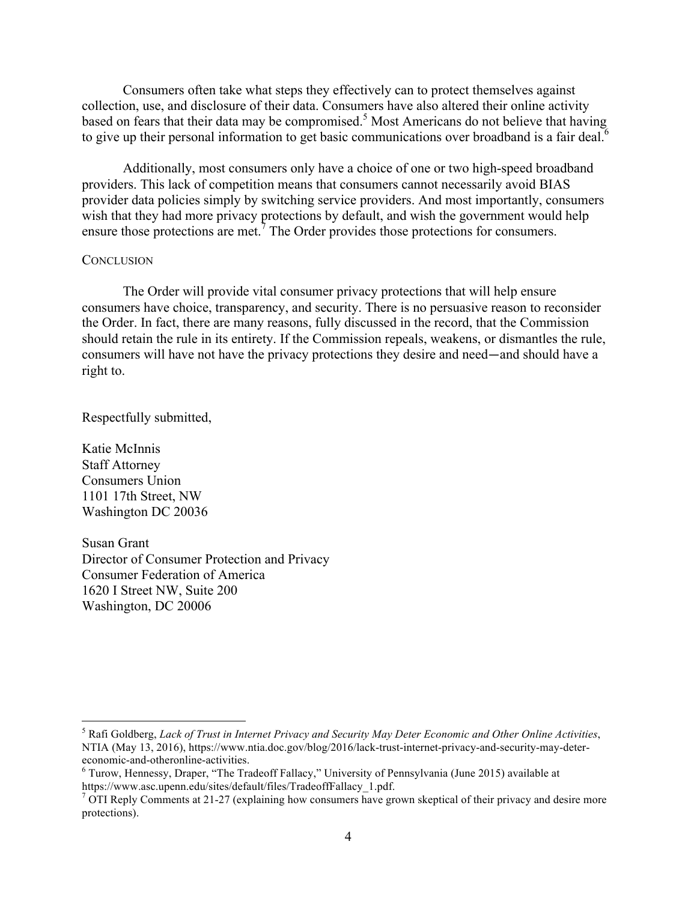Consumers often take what steps they effectively can to protect themselves against collection, use, and disclosure of their data. Consumers have also altered their online activity based on fears that their data may be compromised.[5] Most Americans do not believe that having to give up their personal information to get basic communications over broadband is a fair deal.[6]

Additionally, most consumers only have a choice of one or two high-speed broadband providers. This lack of competition means that consumers cannot necessarily avoid BIAS provider data policies simply by switching service providers. And most importantly, consumers wish that they had more privacy protections by default, and wish the government would help ensure those protections are met.[7] The Order provides those protections for consumers.

## CONCLUSION

The Order will provide vital consumer privacy protections that will help ensure consumers have choice, transparency, and security. There is no persuasive reason to reconsider the Order. In fact, there are many reasons, fully discussed in the record, that the Commission should retain the rule in its entirety. If the Commission repeals, weakens, or dismantles the rule, consumers will have not have the privacy protections they desire and need—and should have a right to.

Respectfully submitted,

Katie McInnis  
Staff Attorney  
Consumers Union  
1101 17th Street, NW  
Washington DC 20036

Susan Grant  
Director of Consumer Protection and Privacy  
Consumer Federation of America  
1620 I Street NW, Suite 200  
Washington, DC 20006

---

[5] Rafi Goldberg, *Lack of Trust in Internet Privacy and Security May Deter Economic and Other Online Activities*, NTIA (May 13, 2016), https://www.ntia.doc.gov/blog/2016/lack-trust-internet-privacy-and-security-may-deter-economic-and-otheronline-activities.

[6] Turow, Hennessy, Draper, "The Tradeoff Fallacy," University of Pennsylvania (June 2015) available at https://www.asc.upenn.edu/sites/default/files/TradeoffFallacy_1.pdf.

[7] OTI Reply Comments at 21-27 (explaining how consumers have grown skeptical of their privacy and desire more protections).